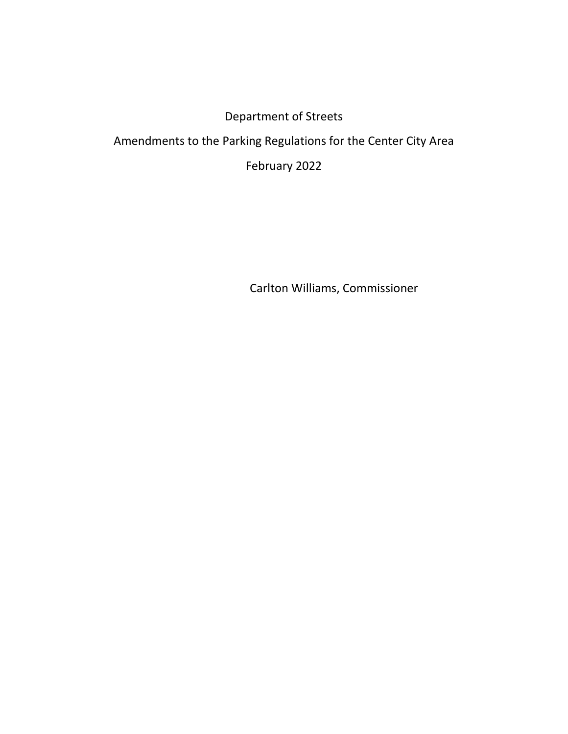# Department of Streets

## Amendments to the Parking Regulations for the Center City Area

February 2022

Carlton Williams, Commissioner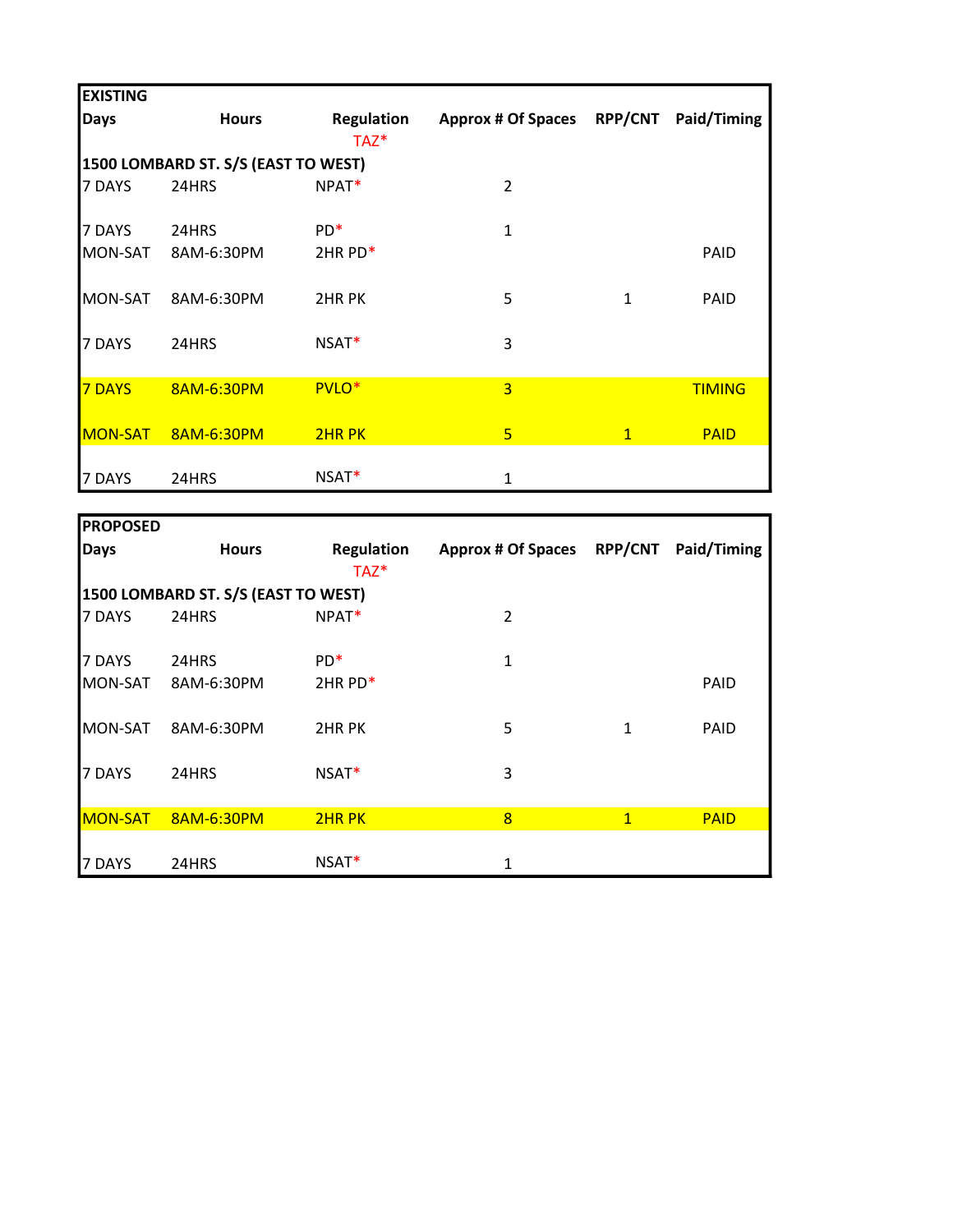| EXISTING | | | | | |
|---|---|---|---|---|---|
| Days | Hours | Regulation | Approx # Of Spaces | RPP/CNT | Paid/Timing |
| | | TAZ* | | | |
| 1500 LOMBARD ST. S/S (EAST TO WEST) | | | | | |
| 7 DAYS | 24HRS | NPAT* | 2 | | |
| 7 DAYS | 24HRS | PD* | 1 | | |
| MON-SAT | 8AM-6:30PM | 2HR PD* | | | PAID |
| MON-SAT | 8AM-6:30PM | 2HR PK | 5 | 1 | PAID |
| 7 DAYS | 24HRS | NSAT* | 3 | | |
| 7 DAYS | 8AM-6:30PM | PVLO* | 3 | | TIMING |
| MON-SAT | 8AM-6:30PM | 2HR PK | 5 | 1 | PAID |
| 7 DAYS | 24HRS | NSAT* | 1 | | |

| PROPOSED | | | | | |
|---|---|---|---|---|---|
| Days | Hours | Regulation | Approx # Of Spaces | RPP/CNT | Paid/Timing |
| | | TAZ* | | | |
| 1500 LOMBARD ST. S/S (EAST TO WEST) | | | | | |
| 7 DAYS | 24HRS | NPAT* | 2 | | |
| 7 DAYS | 24HRS | PD* | 1 | | |
| MON-SAT | 8AM-6:30PM | 2HR PD* | | | PAID |
| MON-SAT | 8AM-6:30PM | 2HR PK | 5 | 1 | PAID |
| 7 DAYS | 24HRS | NSAT* | 3 | | |
| MON-SAT | 8AM-6:30PM | 2HR PK | 8 | 1 | PAID |
| 7 DAYS | 24HRS | NSAT* | 1 | | |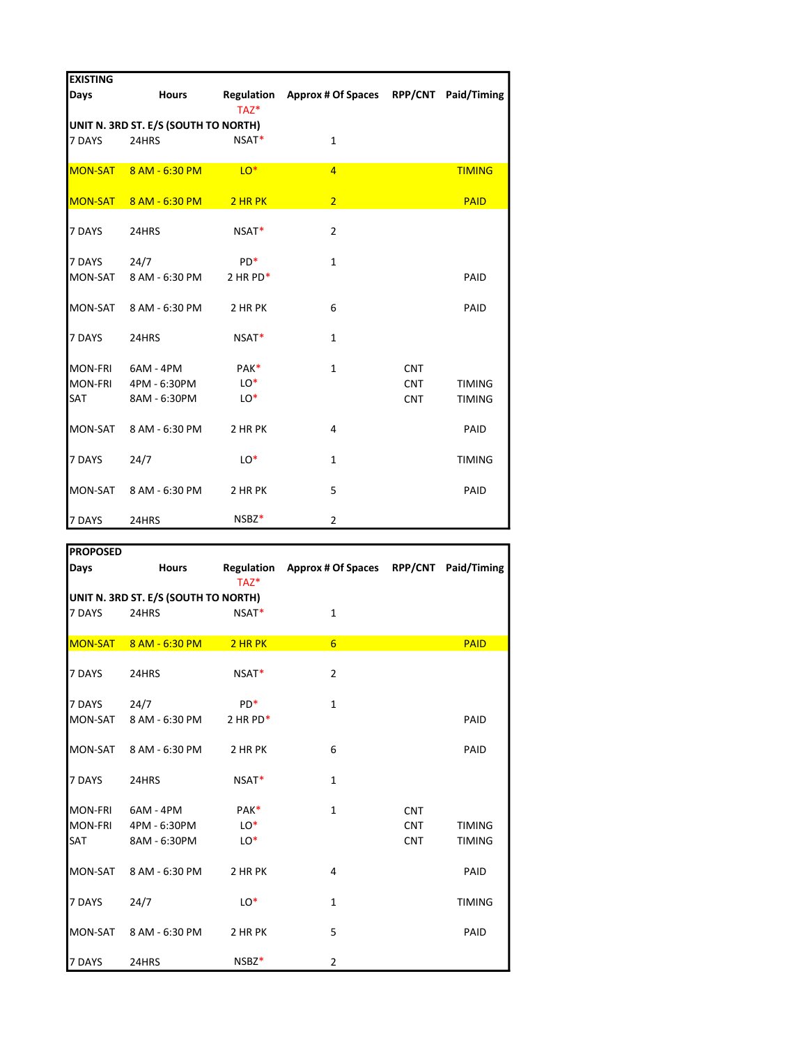| EXISTING | | | | | |
| --- | --- | --- | --- | --- | --- |
| Days | Hours | Regulation TAZ* | Approx # Of Spaces | RPP/CNT | Paid/Timing |
| UNIT N. 3RD ST. E/S (SOUTH TO NORTH) | | | | | |
| 7 DAYS | 24HRS | NSAT* | 1 | | |
| MON-SAT | 8 AM - 6:30 PM | LO* | 4 | | TIMING |
| MON-SAT | 8 AM - 6:30 PM | 2 HR PK | 2 | | PAID |
| 7 DAYS | 24HRS | NSAT* | 2 | | |
| 7 DAYS | 24/7 | PD* | 1 | | |
| MON-SAT | 8 AM - 6:30 PM | 2 HR PD* | | | PAID |
| MON-SAT | 8 AM - 6:30 PM | 2 HR PK | 6 | | PAID |
| 7 DAYS | 24HRS | NSAT* | 1 | | |
| MON-FRI | 6AM - 4PM | PAK* | 1 | CNT | |
| MON-FRI | 4PM - 6:30PM | LO* | | CNT | TIMING |
| SAT | 8AM - 6:30PM | LO* | | CNT | TIMING |
| MON-SAT | 8 AM - 6:30 PM | 2 HR PK | 4 | | PAID |
| 7 DAYS | 24/7 | LO* | 1 | | TIMING |
| MON-SAT | 8 AM - 6:30 PM | 2 HR PK | 5 | | PAID |
| 7 DAYS | 24HRS | NSBZ* | 2 | | |

| PROPOSED | | | | | |
| --- | --- | --- | --- | --- | --- |
| Days | Hours | Regulation TAZ* | Approx # Of Spaces | RPP/CNT | Paid/Timing |
| UNIT N. 3RD ST. E/S (SOUTH TO NORTH) | | | | | |
| 7 DAYS | 24HRS | NSAT* | 1 | | |
| MON-SAT | 8 AM - 6:30 PM | 2 HR PK | 6 | | PAID |
| 7 DAYS | 24HRS | NSAT* | 2 | | |
| 7 DAYS | 24/7 | PD* | 1 | | |
| MON-SAT | 8 AM - 6:30 PM | 2 HR PD* | | | PAID |
| MON-SAT | 8 AM - 6:30 PM | 2 HR PK | 6 | | PAID |
| 7 DAYS | 24HRS | NSAT* | 1 | | |
| MON-FRI | 6AM - 4PM | PAK* | 1 | CNT | |
| MON-FRI | 4PM - 6:30PM | LO* | | CNT | TIMING |
| SAT | 8AM - 6:30PM | LO* | | CNT | TIMING |
| MON-SAT | 8 AM - 6:30 PM | 2 HR PK | 4 | | PAID |
| 7 DAYS | 24/7 | LO* | 1 | | TIMING |
| MON-SAT | 8 AM - 6:30 PM | 2 HR PK | 5 | | PAID |
| 7 DAYS | 24HRS | NSBZ* | 2 | | |